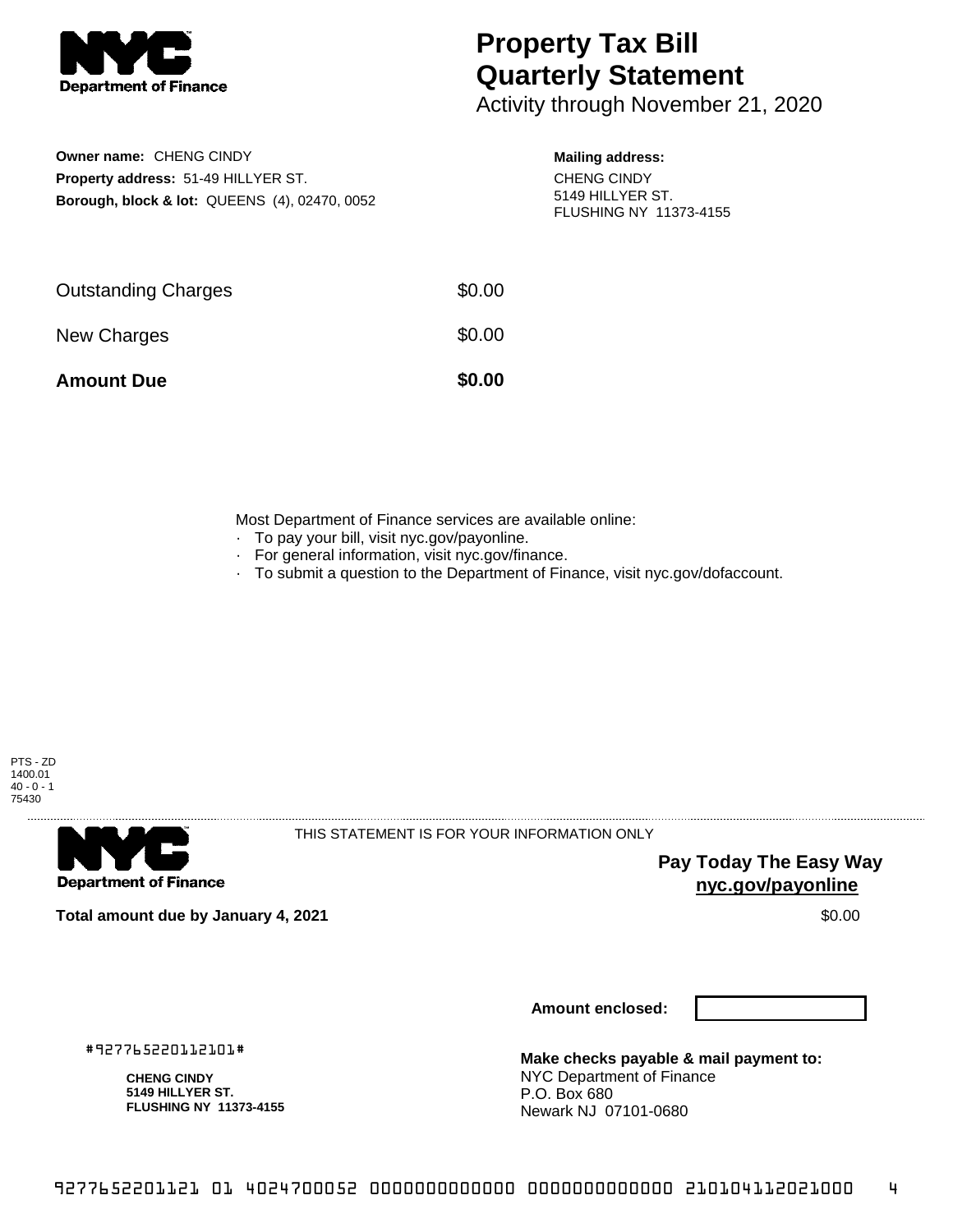# Property Tax Bill Quarterly Statement

Activity through November 21, 2020

**Owner name:** CHENG CINDY
**Property address:** 51-49 HILLYER ST.
**Borough, block & lot:** QUEENS (4), 02470, 0052

**Mailing address:**
CHENG CINDY
5149 HILLYER ST.
FLUSHING NY 11373-4155

| | |
|---|---|
| Outstanding Charges | $0.00 |
| New Charges | $0.00 |
| **Amount Due** | **$0.00** |

Most Department of Finance services are available online:
- To pay your bill, visit nyc.gov/payonline.
- For general information, visit nyc.gov/finance.
- To submit a question to the Department of Finance, visit nyc.gov/dofaccount.

PTS - ZD
1400.01
40 - 0 - 1
75430

THIS STATEMENT IS FOR YOUR INFORMATION ONLY

**Pay Today The Easy Way**
**nyc.gov/payonline**

**Total amount due by January 4, 2021** $0.00

**Amount enclosed:**

#927765220112101#

**CHENG CINDY**
**5149 HILLYER ST.**
**FLUSHING NY 11373-4155**

**Make checks payable & mail payment to:**
NYC Department of Finance
P.O. Box 680
Newark NJ 07101-0680

9277652201121 01 4024700052 0000000000000 0000000000000 210104112021000 4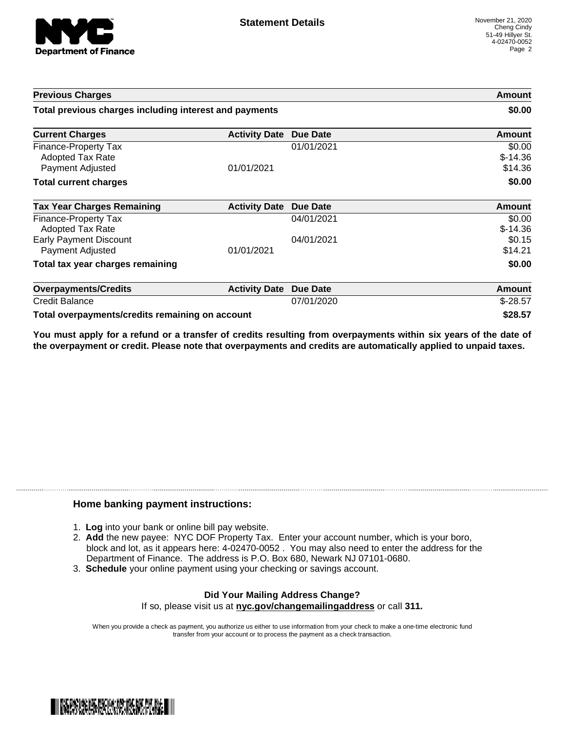# Statement Details

November 21, 2020
Cheng Cindy
51-49 Hillyer St.
4-02470-0052

| Previous Charges | | | Amount |
|---|---|---|---|
| **Total previous charges including interest and payments** | | | **$0.00** |

| Current Charges | Activity Date | Due Date | Amount |
|---|---|---|---|
| Finance-Property Tax | | 01/01/2021 | $0.00 |
| Adopted Tax Rate | | | $-14.36 |
| Payment Adjusted | 01/01/2021 | | $14.36 |
| **Total current charges** | | | **$0.00** |

| Tax Year Charges Remaining | Activity Date | Due Date | Amount |
|---|---|---|---|
| Finance-Property Tax | | 04/01/2021 | $0.00 |
| Adopted Tax Rate | | | $-14.36 |
| Early Payment Discount | | 04/01/2021 | $0.15 |
| Payment Adjusted | 01/01/2021 | | $14.21 |
| **Total tax year charges remaining** | | | **$0.00** |

| Overpayments/Credits | Activity Date | Due Date | Amount |
|---|---|---|---|
| Credit Balance | | 07/01/2020 | $-28.57 |
| **Total overpayments/credits remaining on account** | | | **$28.57** |

**You must apply for a refund or a transfer of credits resulting from overpayments within six years of the date of the overpayment or credit. Please note that overpayments and credits are automatically applied to unpaid taxes.**

### Home banking payment instructions:

1. **Log** into your bank or online bill pay website.
2. **Add** the new payee: NYC DOF Property Tax. Enter your account number, which is your boro, block and lot, as it appears here: 4-02470-0052 . You may also need to enter the address for the Department of Finance. The address is P.O. Box 680, Newark NJ 07101-0680.
3. **Schedule** your online payment using your checking or savings account.

**Did Your Mailing Address Change?**
If so, please visit us at **nyc.gov/changemailingaddress** or call **311.**

When you provide a check as payment, you authorize us either to use information from your check to make a one-time electronic fund transfer from your account or to process the payment as a check transaction.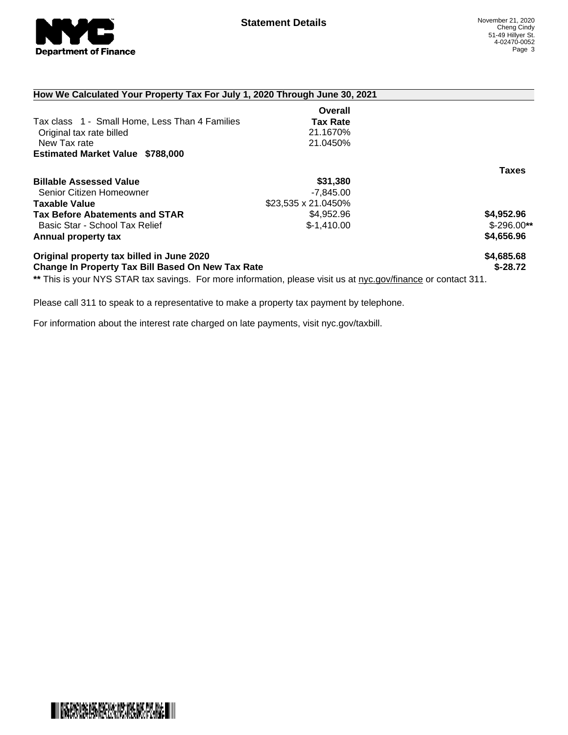**NYC Department of Finance**

## Statement Details

November 21, 2020
Cheng Cindy
51-49 Hillyer St.
4-02470-0052

### How We Calculated Your Property Tax For July 1, 2020 Through June 30, 2021

| | Overall Tax Rate | Taxes |
|---|---|---|
| Tax class 1 - Small Home, Less Than 4 Families | | |
| Original tax rate billed | 21.1670% | |
| New Tax rate | 21.0450% | |
| **Estimated Market Value $788,000** | | |
| **Billable Assessed Value** | **$31,380** | |
| Senior Citizen Homeowner | -7,845.00 | |
| **Taxable Value** | $23,535 x 21.0450% | |
| **Tax Before Abatements and STAR** | $4,952.96 | **$4,952.96** |
| Basic Star - School Tax Relief | $-1,410.00 | $-296.00** |
| **Annual property tax** | | **$4,656.96** |
| **Original property tax billed in June 2020** | | **$4,685.68** |
| **Change In Property Tax Bill Based On New Tax Rate** | | **$-28.72** |

** This is your NYS STAR tax savings. For more information, please visit us at nyc.gov/finance or contact 311.

Please call 311 to speak to a representative to make a property tax payment by telephone.

For information about the interest rate charged on late payments, visit nyc.gov/taxbill.